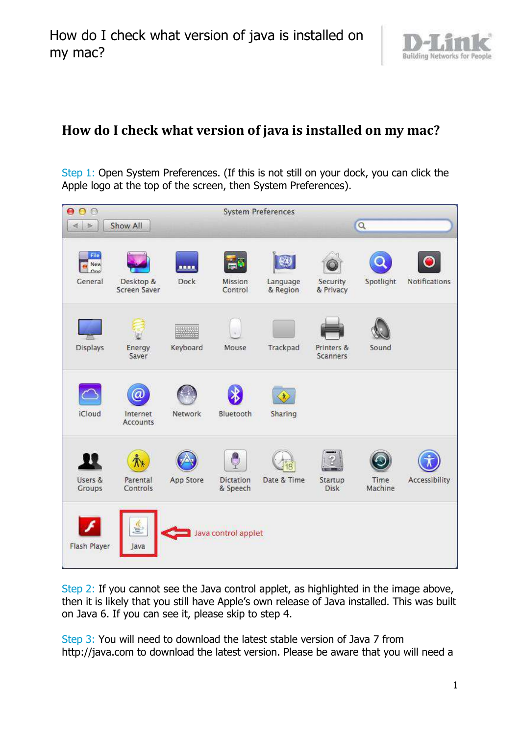# How do I check what version of java is installed on my mac?

Step 1: Open System Preferences. (If this is not still on your dock, you can click the Apple logo at the top of the screen, then System Preferences).

Step 2: If you cannot see the Java control applet, as highlighted in the image above, then it is likely that you still have Apple's own release of Java installed. This was built on Java 6. If you can see it, please skip to step 4.

Step 3: You will need to download the latest stable version of Java 7 from http://java.com to download the latest version. Please be aware that you will need a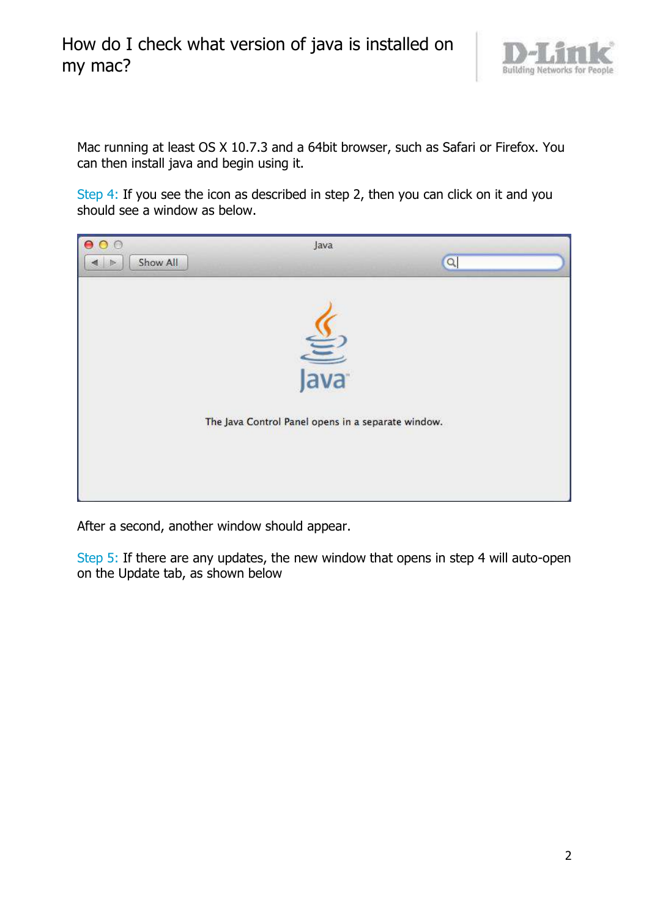Mac running at least OS X 10.7.3 and a 64bit browser, such as Safari or Firefox. You can then install java and begin using it.

Step 4: If you see the icon as described in step 2, then you can click on it and you should see a window as below.

After a second, another window should appear.

Step 5: If there are any updates, the new window that opens in step 4 will auto-open on the Update tab, as shown below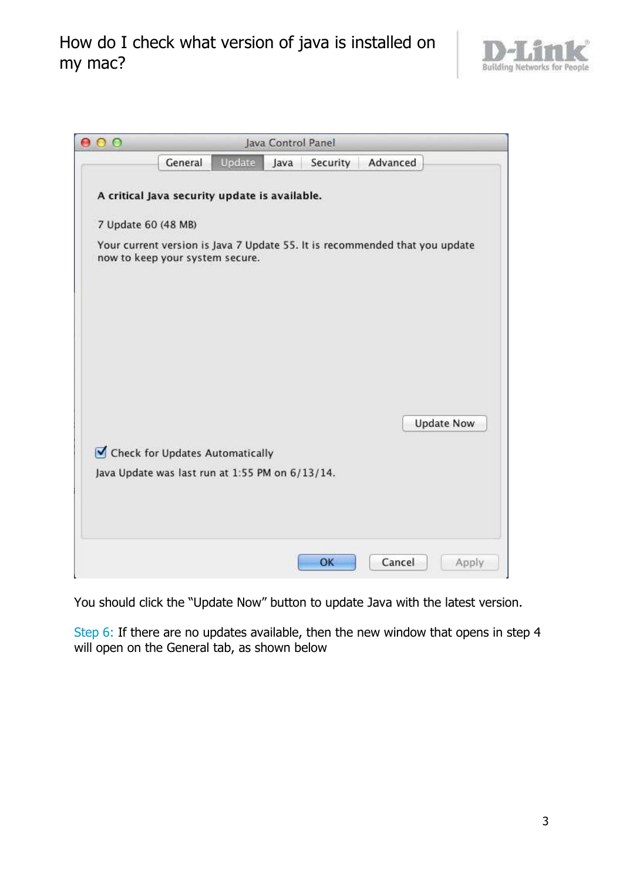You should click the “Update Now” button to update Java with the latest version.

Step 6: If there are no updates available, then the new window that opens in step 4 will open on the General tab, as shown below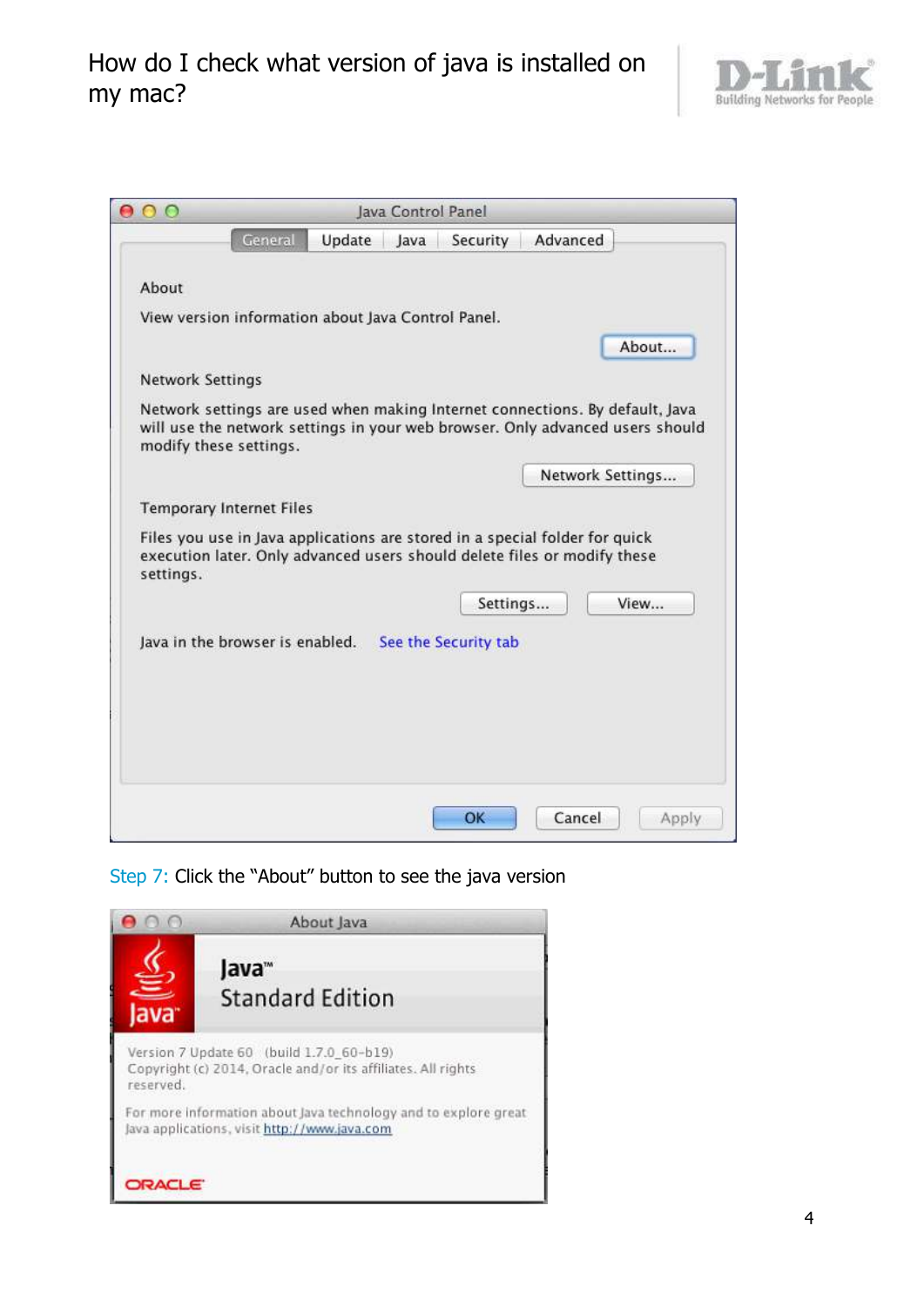How do I check what version of java is installed on my mac?

Step 7: Click the "About" button to see the java version